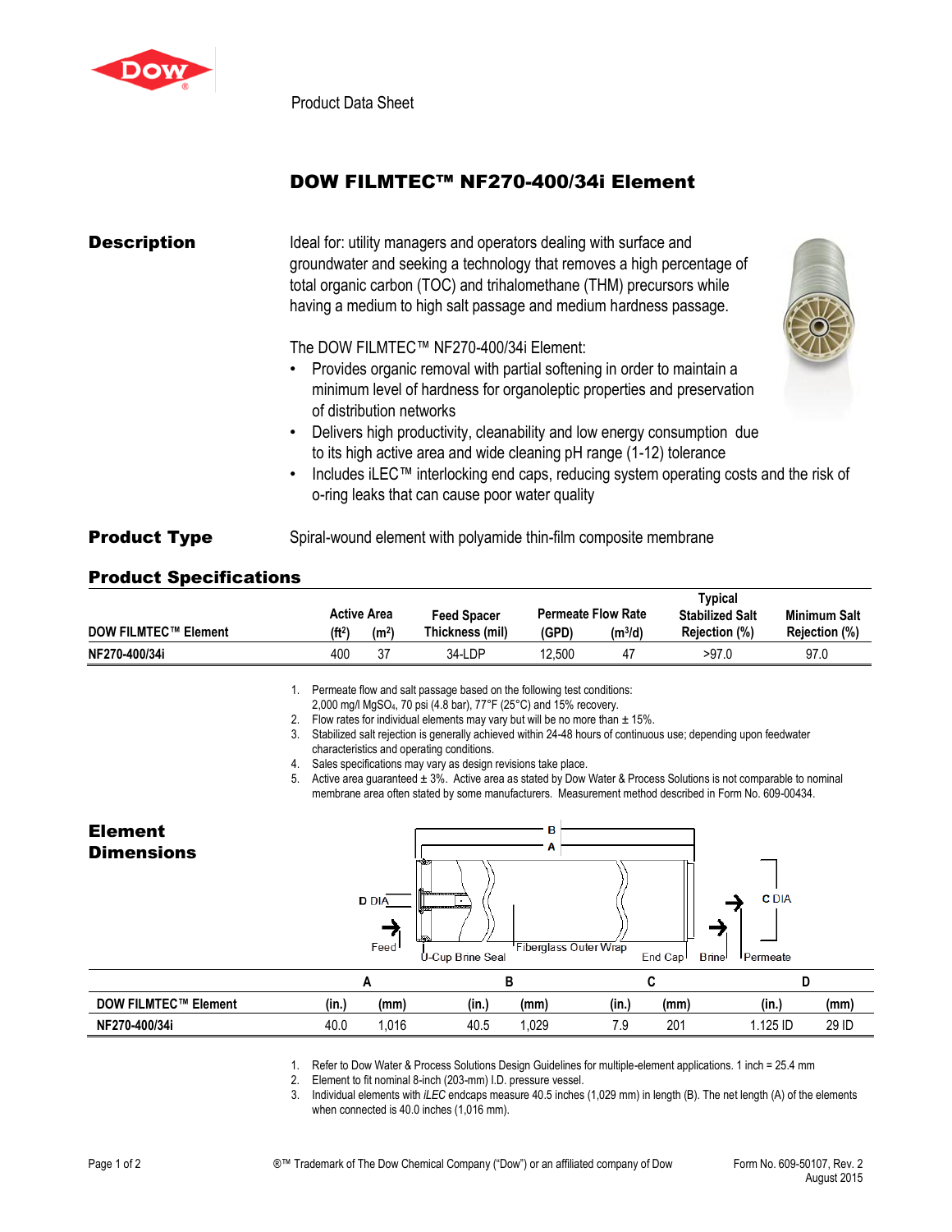Product Data Sheet

# DOW FILMTEC™ NF270-400/34i Element

## Description

Ideal for: utility managers and operators dealing with surface and groundwater and seeking a technology that removes a high percentage of total organic carbon (TOC) and trihalomethane (THM) precursors while having a medium to high salt passage and medium hardness passage.

The DOW FILMTEC™ NF270-400/34i Element:

- Provides organic removal with partial softening in order to maintain a minimum level of hardness for organoleptic properties and preservation of distribution networks
- Delivers high productivity, cleanability and low energy consumption due to its high active area and wide cleaning pH range (1-12) tolerance
- Includes iLEC™ interlocking end caps, reducing system operating costs and the risk of o-ring leaks that can cause poor water quality

## Product Type

Spiral-wound element with polyamide thin-film composite membrane

## Product Specifications

| DOW FILMTEC™ Element | Active Area ($ft^2$) | Active Area ($m^2$) | Feed Spacer Thickness (mil) | Permeate Flow Rate (GPD) | Permeate Flow Rate ($m^3$/d) | Typical Stabilized Salt Rejection (%) | Minimum Salt Rejection (%) |
|---|---|---|---|---|---|---|---|
| NF270-400/34i | 400 | 37 | 34-LDP | 12,500 | 47 | >97.0 | 97.0 |

1. Permeate flow and salt passage based on the following test conditions: 2,000 mg/l $MgSO_4$, 70 psi (4.8 bar), 77°F (25°C) and 15% recovery.
2. Flow rates for individual elements may vary but will be no more than ± 15%.
3. Stabilized salt rejection is generally achieved within 24-48 hours of continuous use; depending upon feedwater characteristics and operating conditions.
4. Sales specifications may vary as design revisions take place.
5. Active area guaranteed ± 3%. Active area as stated by Dow Water & Process Solutions is not comparable to nominal membrane area often stated by some manufacturers. Measurement method described in Form No. 609-00434.

## Element Dimensions

| DOW FILMTEC™ Element | A (in.) | A (mm) | B (in.) | B (mm) | C (in.) | C (mm) | D (in.) | D (mm) |
|---|---|---|---|---|---|---|---|---|
| NF270-400/34i | 40.0 | 1,016 | 40.5 | 1,029 | 7.9 | 201 | 1.125 ID | 29 ID |

1. Refer to Dow Water & Process Solutions Design Guidelines for multiple-element applications. 1 inch = 25.4 mm
2. Element to fit nominal 8-inch (203-mm) I.D. pressure vessel.
3. Individual elements with *iLEC* endcaps measure 40.5 inches (1,029 mm) in length (B). The net length (A) of the elements when connected is 40.0 inches (1,016 mm).

®™ Trademark of The Dow Chemical Company ("Dow") or an affiliated company of Dow

Form No. 609-50107, Rev. 2
August 2015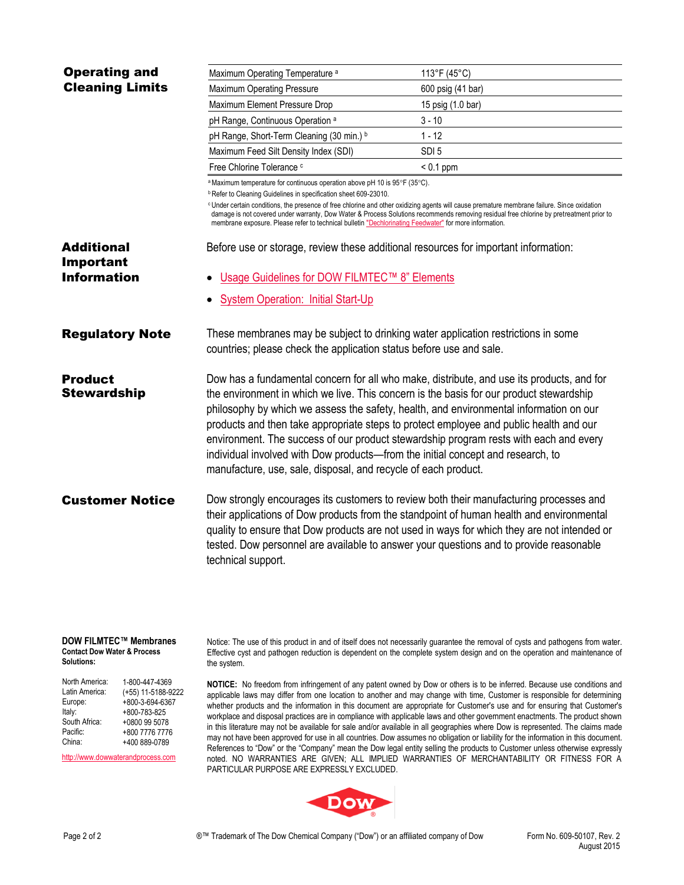## Operating and Cleaning Limits

| | |
|---|---|
| Maximum Operating Temperature [a] | 113°F (45°C) |
| Maximum Operating Pressure | 600 psig (41 bar) |
| Maximum Element Pressure Drop | 15 psig (1.0 bar) |
| pH Range, Continuous Operation [a] | 3 - 10 |
| pH Range, Short-Term Cleaning (30 min.) [b] | 1 - 12 |
| Maximum Feed Silt Density Index (SDI) | SDI 5 |
| Free Chlorine Tolerance [c] | < 0.1 ppm |

[a] Maximum temperature for continuous operation above pH 10 is 95°F (35°C).

[b] Refer to Cleaning Guidelines in specification sheet 609-23010.

[c] Under certain conditions, the presence of free chlorine and other oxidizing agents will cause premature membrane failure. Since oxidation damage is not covered under warranty, Dow Water & Process Solutions recommends removing residual free chlorine by pretreatment prior to membrane exposure. Please refer to technical bulletin "Dechlorinating Feedwater" for more information.

## Additional Important Information

Before use or storage, review these additional resources for important information:

- Usage Guidelines for DOW FILMTEC™ 8" Elements
- System Operation: Initial Start-Up

## Regulatory Note

These membranes may be subject to drinking water application restrictions in some countries; please check the application status before use and sale.

## Product Stewardship

Dow has a fundamental concern for all who make, distribute, and use its products, and for the environment in which we live. This concern is the basis for our product stewardship philosophy by which we assess the safety, health, and environmental information on our products and then take appropriate steps to protect employee and public health and our environment. The success of our product stewardship program rests with each and every individual involved with Dow products—from the initial concept and research, to manufacture, use, sale, disposal, and recycle of each product.

## Customer Notice

Dow strongly encourages its customers to review both their manufacturing processes and their applications of Dow products from the standpoint of human health and environmental quality to ensure that Dow products are not used in ways for which they are not intended or tested. Dow personnel are available to answer your questions and to provide reasonable technical support.

**DOW FILMTEC™ Membranes**
**Contact Dow Water & Process Solutions:**

| | |
|---|---|
| North America: | 1-800-447-4369 |
| Latin America: | (+55) 11-5188-9222 |
| Europe: | +800-3-694-6367 |
| Italy: | +800-783-825 |
| South Africa: | +0800 99 5078 |
| Pacific: | +800 7776 7776 |
| China: | +400 889-0789 |

http://www.dowwaterandprocess.com

Notice: The use of this product in and of itself does not necessarily guarantee the removal of cysts and pathogens from water. Effective cyst and pathogen reduction is dependent on the complete system design and on the operation and maintenance of the system.

**NOTICE:** No freedom from infringement of any patent owned by Dow or others is to be inferred. Because use conditions and applicable laws may differ from one location to another and may change with time, Customer is responsible for determining whether products and the information in this document are appropriate for Customer's use and for ensuring that Customer's workplace and disposal practices are in compliance with applicable laws and other government enactments. The product shown in this literature may not be available for sale and/or available in all geographies where Dow is represented. The claims made may not have been approved for use in all countries. Dow assumes no obligation or liability for the information in this document. References to "Dow" or the "Company" mean the Dow legal entity selling the products to Customer unless otherwise expressly noted. NO WARRANTIES ARE GIVEN; ALL IMPLIED WARRANTIES OF MERCHANTABILITY OR FITNESS FOR A PARTICULAR PURPOSE ARE EXPRESSLY EXCLUDED.

®™ Trademark of The Dow Chemical Company ("Dow") or an affiliated company of Dow

Form No. 609-50107, Rev. 2
August 2015